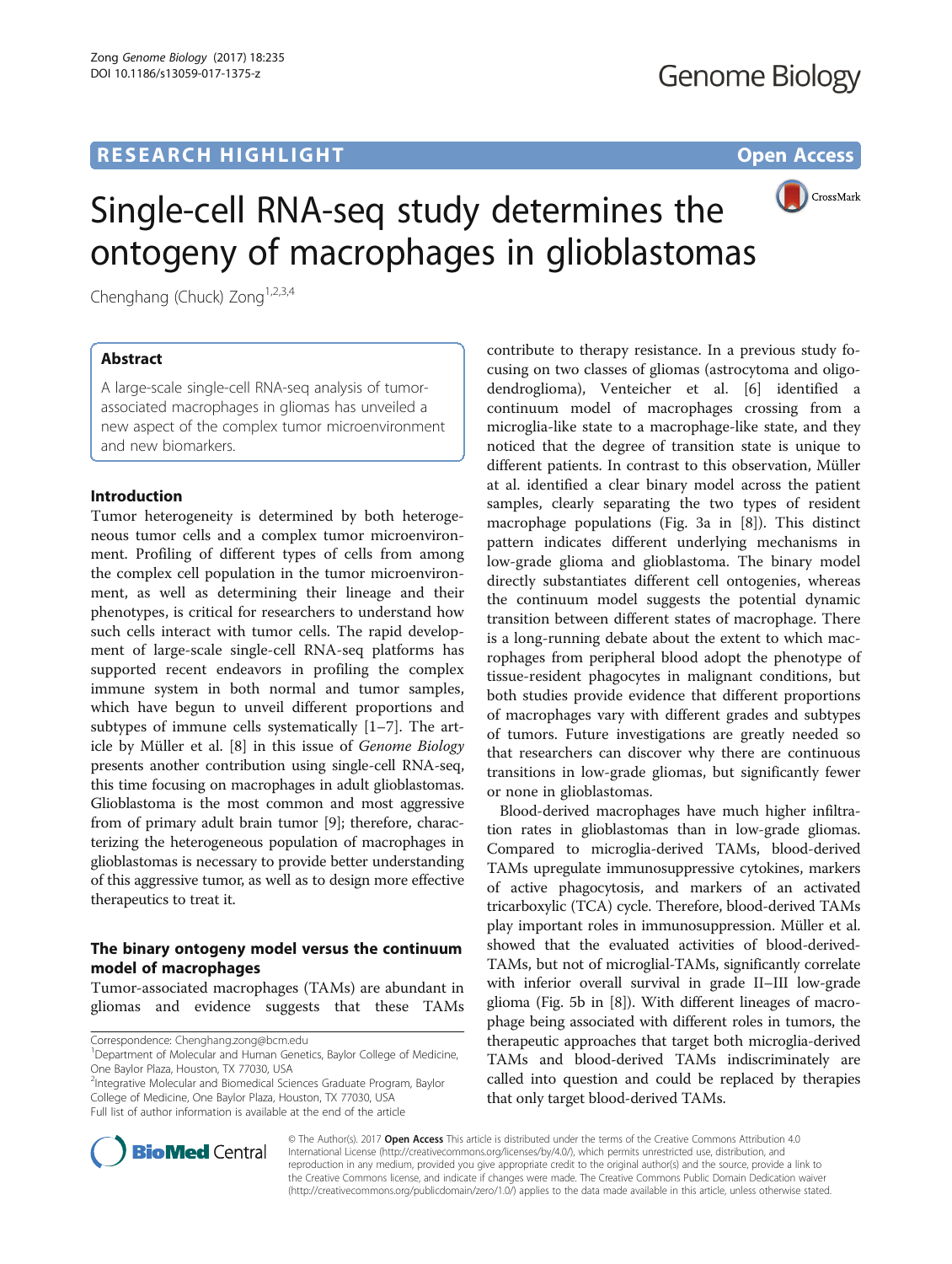# Single-cell RNA-seq study determines the ontogeny of macrophages in glioblastomas

Chenghang (Chuck) Zong[1,2,3,4]

## Abstract

A large-scale single-cell RNA-seq analysis of tumor-associated macrophages in gliomas has unveiled a new aspect of the complex tumor microenvironment and new biomarkers.

## Introduction

Tumor heterogeneity is determined by both heterogeneous tumor cells and a complex tumor microenvironment. Profiling of different types of cells from among the complex cell population in the tumor microenvironment, as well as determining their lineage and their phenotypes, is critical for researchers to understand how such cells interact with tumor cells. The rapid development of large-scale single-cell RNA-seq platforms has supported recent endeavors in profiling the complex immune system in both normal and tumor samples, which have begun to unveil different proportions and subtypes of immune cells systematically [1–7]. The article by Müller et al. [8] in this issue of *Genome Biology* presents another contribution using single-cell RNA-seq, this time focusing on macrophages in adult glioblastomas. Glioblastoma is the most common and most aggressive from of primary adult brain tumor [9]; therefore, characterizing the heterogeneous population of macrophages in glioblastomas is necessary to provide better understanding of this aggressive tumor, as well as to design more effective therapeutics to treat it.

## The binary ontogeny model versus the continuum model of macrophages

Tumor-associated macrophages (TAMs) are abundant in gliomas and evidence suggests that these TAMs contribute to therapy resistance. In a previous study focusing on two classes of gliomas (astrocytoma and oligodendroglioma), Venteicher et al. [6] identified a continuum model of macrophages crossing from a microglia-like state to a macrophage-like state, and they noticed that the degree of transition state is unique to different patients. In contrast to this observation, Müller at al. identified a clear binary model across the patient samples, clearly separating the two types of resident macrophage populations (Fig. 3a in [8]). This distinct pattern indicates different underlying mechanisms in low-grade glioma and glioblastoma. The binary model directly substantiates different cell ontogenies, whereas the continuum model suggests the potential dynamic transition between different states of macrophage. There is a long-running debate about the extent to which macrophages from peripheral blood adopt the phenotype of tissue-resident phagocytes in malignant conditions, but both studies provide evidence that different proportions of macrophages vary with different grades and subtypes of tumors. Future investigations are greatly needed so that researchers can discover why there are continuous transitions in low-grade gliomas, but significantly fewer or none in glioblastomas.

Blood-derived macrophages have much higher infiltration rates in glioblastomas than in low-grade gliomas. Compared to microglia-derived TAMs, blood-derived TAMs upregulate immunosuppressive cytokines, markers of active phagocytosis, and markers of an activated tricarboxylic (TCA) cycle. Therefore, blood-derived TAMs play important roles in immunosuppression. Müller et al. showed that the evaluated activities of blood-derived-TAMs, but not of microglial-TAMs, significantly correlate with inferior overall survival in grade II–III low-grade glioma (Fig. 5b in [8]). With different lineages of macrophage being associated with different roles in tumors, the therapeutic approaches that target both microglia-derived TAMs and blood-derived TAMs indiscriminately are called into question and could be replaced by therapies that only target blood-derived TAMs.

Correspondence: Chenghang.zong@bcm.edu

[1]Department of Molecular and Human Genetics, Baylor College of Medicine, One Baylor Plaza, Houston, TX 77030, USA

[2]Integrative Molecular and Biomedical Sciences Graduate Program, Baylor College of Medicine, One Baylor Plaza, Houston, TX 77030, USA

Full list of author information is available at the end of the article

© The Author(s). 2017 **Open Access** This article is distributed under the terms of the Creative Commons Attribution 4.0 International License (http://creativecommons.org/licenses/by/4.0/), which permits unrestricted use, distribution, and reproduction in any medium, provided you give appropriate credit to the original author(s) and the source, provide a link to the Creative Commons license, and indicate if changes were made. The Creative Commons Public Domain Dedication waiver (http://creativecommons.org/publicdomain/zero/1.0/) applies to the data made available in this article, unless otherwise stated.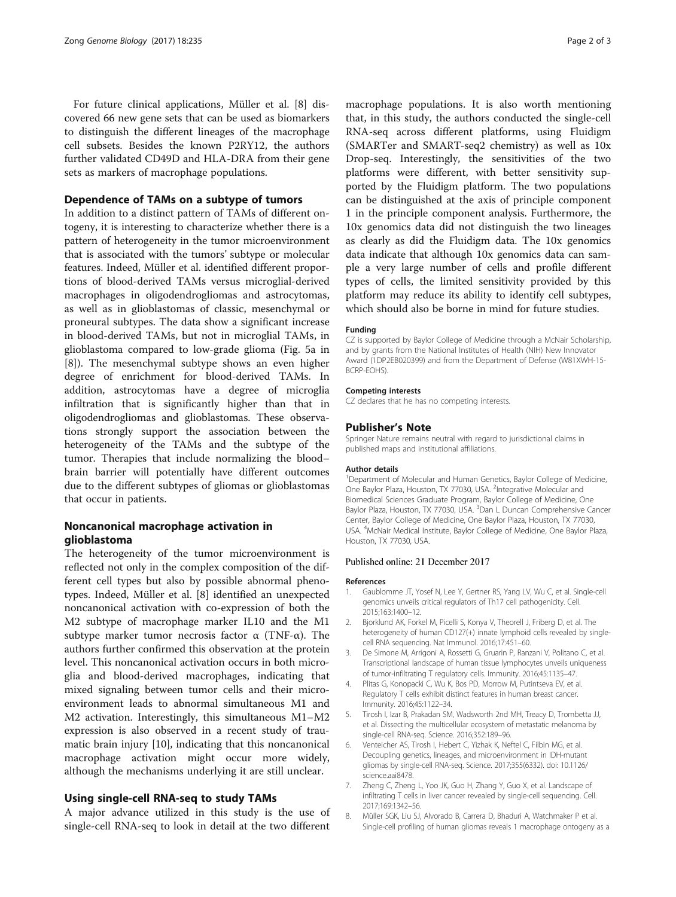For future clinical applications, Müller et al. [8] discovered 66 new gene sets that can be used as biomarkers to distinguish the different lineages of the macrophage cell subsets. Besides the known P2RY12, the authors further validated CD49D and HLA-DRA from their gene sets as markers of macrophage populations.

## Dependence of TAMs on a subtype of tumors

In addition to a distinct pattern of TAMs of different ontogeny, it is interesting to characterize whether there is a pattern of heterogeneity in the tumor microenvironment that is associated with the tumors' subtype or molecular features. Indeed, Müller et al. identified different proportions of blood-derived TAMs versus microglial-derived macrophages in oligodendrogliomas and astrocytomas, as well as in glioblastomas of classic, mesenchymal or proneural subtypes. The data show a significant increase in blood-derived TAMs, but not in microglial TAMs, in glioblastoma compared to low-grade glioma (Fig. 5a in [8]). The mesenchymal subtype shows an even higher degree of enrichment for blood-derived TAMs. In addition, astrocytomas have a degree of microglia infiltration that is significantly higher than that in oligodendrogliomas and glioblastomas. These observations strongly support the association between the heterogeneity of the TAMs and the subtype of the tumor. Therapies that include normalizing the blood–brain barrier will potentially have different outcomes due to the different subtypes of gliomas or glioblastomas that occur in patients.

## Noncanonical macrophage activation in glioblastoma

The heterogeneity of the tumor microenvironment is reflected not only in the complex composition of the different cell types but also by possible abnormal phenotypes. Indeed, Müller et al. [8] identified an unexpected noncanonical activation with co-expression of both the M2 subtype of macrophage marker IL10 and the M1 subtype marker tumor necrosis factor α (TNF-α). The authors further confirmed this observation at the protein level. This noncanonical activation occurs in both microglia and blood-derived macrophages, indicating that mixed signaling between tumor cells and their microenvironment leads to abnormal simultaneous M1 and M2 activation. Interestingly, this simultaneous M1–M2 expression is also observed in a recent study of traumatic brain injury [10], indicating that this noncanonical macrophage activation might occur more widely, although the mechanisms underlying it are still unclear.

## Using single-cell RNA-seq to study TAMs

A major advance utilized in this study is the use of single-cell RNA-seq to look in detail at the two different macrophage populations. It is also worth mentioning that, in this study, the authors conducted the single-cell RNA-seq across different platforms, using Fluidigm (SMARTer and SMART-seq2 chemistry) as well as 10x Drop-seq. Interestingly, the sensitivities of the two platforms were different, with better sensitivity supported by the Fluidigm platform. The two populations can be distinguished at the axis of principle component 1 in the principle component analysis. Furthermore, the 10x genomics data did not distinguish the two lineages as clearly as did the Fluidigm data. The 10x genomics data indicate that although 10x genomics data can sample a very large number of cells and profile different types of cells, the limited sensitivity provided by this platform may reduce its ability to identify cell subtypes, which should also be borne in mind for future studies.

#### Funding

CZ is supported by Baylor College of Medicine through a McNair Scholarship, and by grants from the National Institutes of Health (NIH) New Innovator Award (1DP2EB020399) and from the Department of Defense (W81XWH-15-BCRP-EOHS).

#### Competing interests

CZ declares that he has no competing interests.

### Publisher's Note

Springer Nature remains neutral with regard to jurisdictional claims in published maps and institutional affiliations.

#### Author details

[1]Department of Molecular and Human Genetics, Baylor College of Medicine, One Baylor Plaza, Houston, TX 77030, USA. [2]Integrative Molecular and Biomedical Sciences Graduate Program, Baylor College of Medicine, One Baylor Plaza, Houston, TX 77030, USA. [3]Dan L Duncan Comprehensive Cancer Center, Baylor College of Medicine, One Baylor Plaza, Houston, TX 77030, USA. [4]McNair Medical Institute, Baylor College of Medicine, One Baylor Plaza, Houston, TX 77030, USA.

Published online: 21 December 2017

#### References

1. Gaublomme JT, Yosef N, Lee Y, Gertner RS, Yang LV, Wu C, et al. Single-cell genomics unveils critical regulators of Th17 cell pathogenicity. Cell. 2015;163:1400–12.
2. Bjorklund AK, Forkel M, Picelli S, Konya V, Theorell J, Friberg D, et al. The heterogeneity of human CD127(+) innate lymphoid cells revealed by single-cell RNA sequencing. Nat Immunol. 2016;17:451–60.
3. De Simone M, Arrigoni A, Rossetti G, Gruarin P, Ranzani V, Politano C, et al. Transcriptional landscape of human tissue lymphocytes unveils uniqueness of tumor-infiltrating T regulatory cells. Immunity. 2016;45:1135–47.
4. Plitas G, Konopacki C, Wu K, Bos PD, Morrow M, Putintseva EV, et al. Regulatory T cells exhibit distinct features in human breast cancer. Immunity. 2016;45:1122–34.
5. Tirosh I, Izar B, Prakadan SM, Wadsworth 2nd MH, Treacy D, Trombetta JJ, et al. Dissecting the multicellular ecosystem of metastatic melanoma by single-cell RNA-seq. Science. 2016;352:189–96.
6. Venteicher AS, Tirosh I, Hebert C, Yizhak K, Neftel C, Filbin MG, et al. Decoupling genetics, lineages, and microenvironment in IDH-mutant gliomas by single-cell RNA-seq. Science. 2017;355(6332). doi: 10.1126/science.aai8478.
7. Zheng C, Zheng L, Yoo JK, Guo H, Zhang Y, Guo X, et al. Landscape of infiltrating T cells in liver cancer revealed by single-cell sequencing. Cell. 2017;169:1342–56.
8. Müller SGK, Liu SJ, Alvorado B, Carrera D, Bhaduri A, Watchmaker P et al. Single-cell profiling of human gliomas reveals 1 macrophage ontogeny as a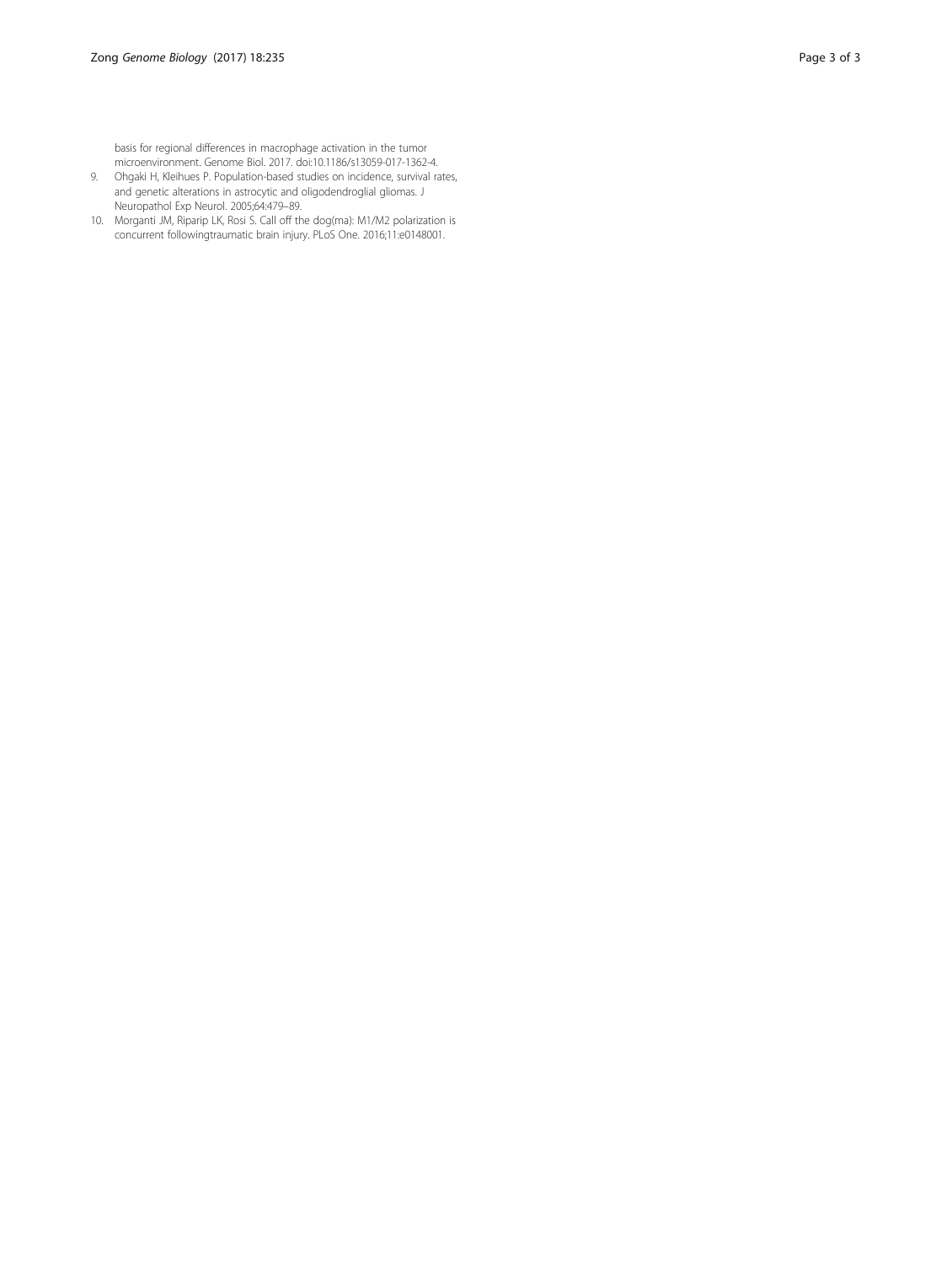basis for regional differences in macrophage activation in the tumor microenvironment. Genome Biol. 2017. doi:10.1186/s13059-017-1362-4.

9. Ohgaki H, Kleihues P. Population-based studies on incidence, survival rates, and genetic alterations in astrocytic and oligodendroglial gliomas. J Neuropathol Exp Neurol. 2005;64:479–89.
10. Morganti JM, Riparip LK, Rosi S. Call off the dog(ma): M1/M2 polarization is concurrent followingtraumatic brain injury. PLoS One. 2016;11:e0148001.